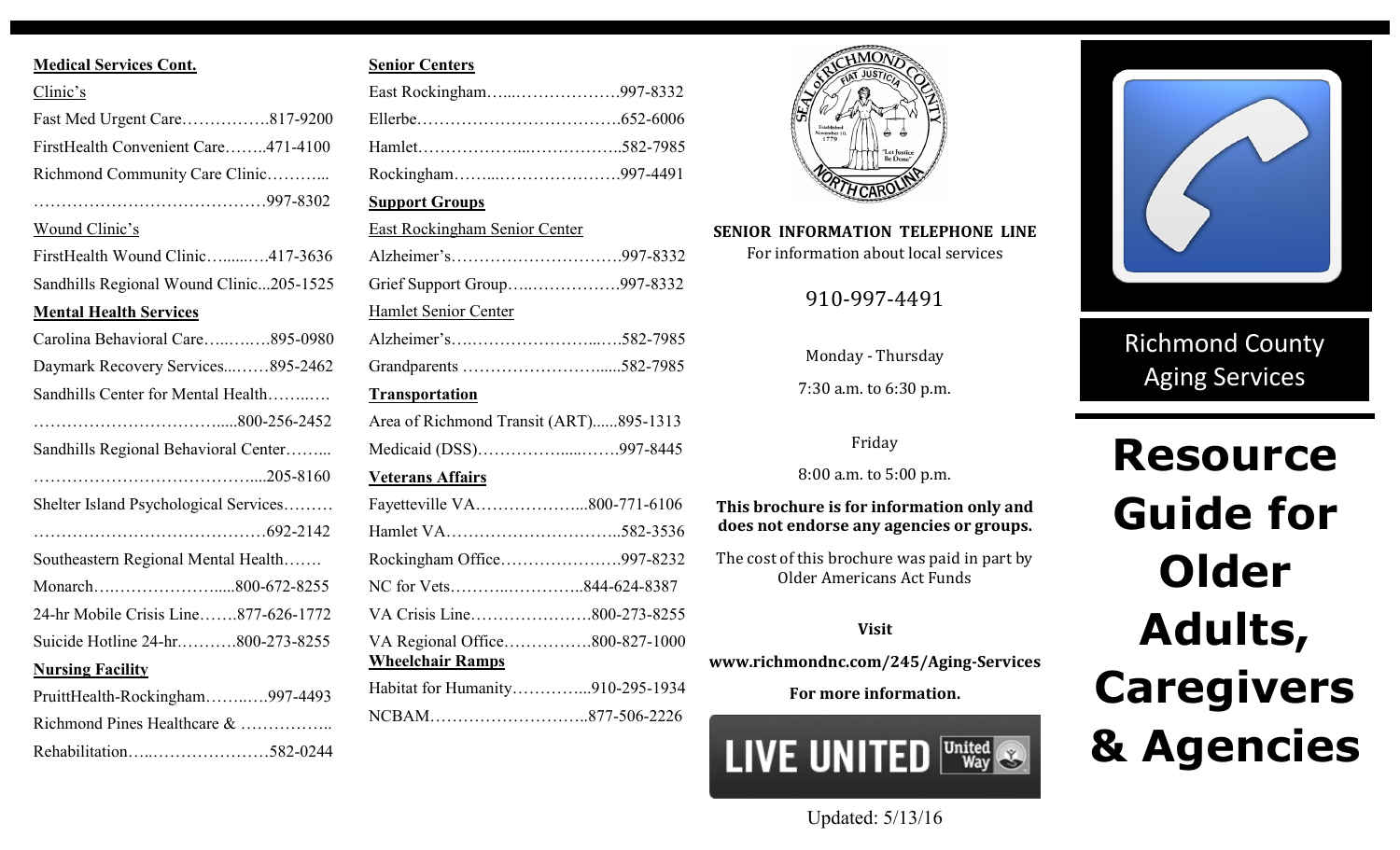**Medical Services Cont.**

Clinic's

Fast Med Urgent Care…………….817-9200

FirstHealth Convenient Care……..471-4100

Richmond Community Care Clinic………..
……………………………………997-8302

Wound Clinic's

FirstHealth Wound Clinic…......….417-3636

Sandhills Regional Wound Clinic...205-1525

**Mental Health Services**

Carolina Behavioral Care…..….…895-0980

Daymark Recovery Services...……895-2462

Sandhills Center for Mental Health……..….
……………………………......800-256-2452

Sandhills Regional Behavioral Center……...
…………………………………....205-8160

Shelter Island Psychological Services………
……………………………………692-2142

Southeastern Regional Mental Health…….

Monarch….……………….....800-672-8255

24-hr Mobile Crisis Line…….877-626-1772

Suicide Hotline 24-hr.……….800-273-8255

**Nursing Facility**

PruittHealth-Rockingham……..….997-4493

Richmond Pines Healthcare & ……………..

Rehabilitation…..…………………582-0244

**Senior Centers**

East Rockingham…...………………997-8332

Ellerbe……………………………….652-6006

Hamlet………………...……………..582-7985

Rockingham……...…………………997-4491

**Support Groups**

East Rockingham Senior Center

Alzheimer's…………………………997-8332

Grief Support Group…..…………….997-8332

Hamlet Senior Center

Alzheimer's….…………………...….582-7985

Grandparents ……………………......582-7985

**Transportation**

Area of Richmond Transit (ART)......895-1313

Medicaid (DSS)……………......…….997-8445

**Veterans Affairs**

Fayetteville VA………………...800-771-6106

Hamlet VA…………………………..582-3536

Rockingham Office………………….997-8232

NC for Vets………..…………..844-624-8387

VA Crisis Line………………….800-273-8255

VA Regional Office…………….800-827-1000

**Wheelchair Ramps**

Habitat for Humanity…………...910-295-1934

NCBAM………………………..877-506-2226

**SENIOR INFORMATION TELEPHONE LINE**

For information about local services

910-997-4491

Monday - Thursday

7:30 a.m. to 6:30 p.m.

Friday

8:00 a.m. to 5:00 p.m.

**This brochure is for information only and does not endorse any agencies or groups.**

The cost of this brochure was paid in part by Older Americans Act Funds

**Visit**

**www.richmondnc.com/245/Aging-Services**

**For more information.**

LIVE UNITED United Way

Updated: 5/13/16

Richmond County Aging Services

# Resource Guide for Older Adults, Caregivers & Agencies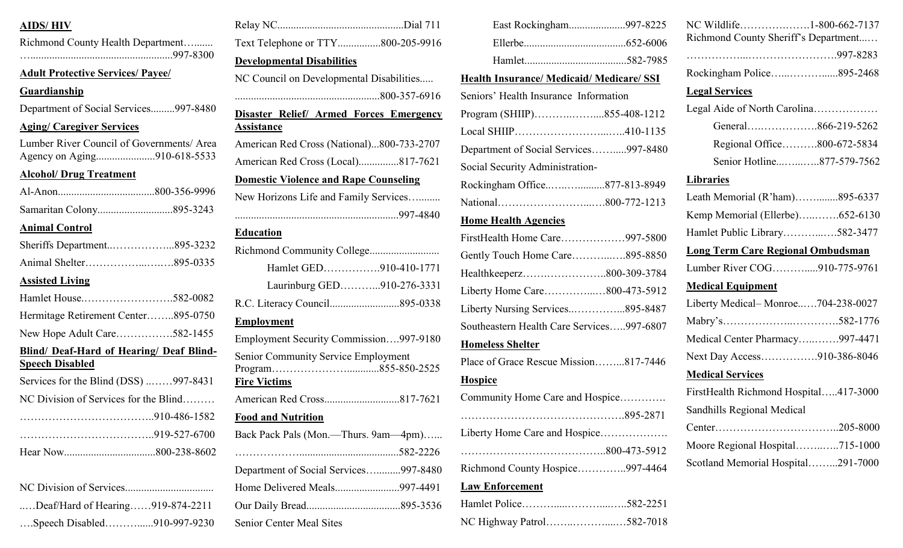**AIDS/ HIV**

Richmond County Health Department…........……..........................................................997-8300

**Adult Protective Services/ Payee/ Guardianship**

Department of Social Services.........997-8480

**Aging/ Caregiver Services**

Lumber River Council of Governments/ Area Agency on Aging......................910-618-5533

**Alcohol/ Drug Treatment**

Al-Anon....................................800-356-9996

Samaritan Colony............................895-3243

**Animal Control**

Sheriffs Department..……………...895-3232

Animal Shelter……………...…..…895-0335

**Assisted Living**

Hamlet House.……………………582-0082

Hermitage Retirement Center……..895-0750

New Hope Adult Care…………….582-1455

**Blind/ Deaf-Hard of Hearing/ Deaf Blind-Speech Disabled**

Services for the Blind (DSS) ..……997-8431

NC Division of Services for the Blind………

………………………………..910-486-1582

………………………………..919-527-6700

Hear Now..................................800-238-8602

NC Division of Services.................................

..…Deaf/Hard of Hearing……919-874-2211

….Speech Disabled………......910-997-9230

Relay NC...............................................Dial 711

Text Telephone or TTY................800-205-9916

**Developmental Disabilities**

NC Council on Developmental Disabilities.....

.....................................................800-357-6916

**Disaster Relief/ Armed Forces Emergency Assistance**

American Red Cross (National)...800-733-2707

American Red Cross (Local)...............817-7621

**Domestic Violence and Rape Counseling**

New Horizons Life and Family Services….........

...........................................................997-4840

**Education**

Richmond Community College..........................

Hamlet GED…………….910-410-1771

Laurinburg GED………...910-276-3331

R.C. Literacy Council..........................895-0338

**Employment**

Employment Security Commission….997-9180

Senior Community Service Employment Program…………………............855-850-2525

**Fire Victims**

American Red Cross...........................817-7621

**Food and Nutrition**

Back Pack Pals (Mon.—Thurs. 9am—4pm)…...

………………....................................582-2226

Department of Social Services…........997-8480

Home Delivered Meals.......................997-4491

Our Daily Bread..................................895-3536

Senior Center Meal Sites

East Rockingham....................997-8225

Ellerbe.....................................652-6006

Hamlet.....................................582-7985

**Health Insurance/ Medicaid/ Medicare/ SSI**

Seniors' Health Insurance Information Program (SHIIP)……….……....855-408-1212

Local SHIIP……………………...…..410-1135

Department of Social Services……....997-8480

Social Security Administration-

Rockingham Office..…..…........877-813-8949

National………………………..….800-772-1213

**Home Health Agencies**

FirstHealth Home Care………………997-5800

Gently Touch Home Care……….….895-8850

Healthkeeperz…….…………….800-309-3784

Liberty Home Care…………...…800-473-5912

Liberty Nursing Services..…………....895-8487

Southeastern Health Care Services…..997-6807

**Homeless Shelter**

Place of Grace Rescue Mission……...817-7446

**Hospice**

Community Home Care and Hospice………….

……………………………………….895-2871

Liberty Home Care and Hospice……………….

…………………………………..800-473-5912

Richmond County Hospice…………..997-4464

**Law Enforcement**

Hamlet Police………....………...….582-2251

NC Highway Patrol……..……....…582-7018

NC Wildlife……………….1-800-662-7137

Richmond County Sheriff's Department..….

……………...…………………….997-8283

Rockingham Police…...…………......895-2468

**Legal Services**

Legal Aide of North Carolina………………

General…..……………866-219-5262

Regional Office……….800-672-5834

Senior Hotline...…...…..877-579-7562

**Libraries**

Leath Memorial (R'ham)…….......895-6337

Kemp Memorial (Ellerbe)…..…….652-6130

Hamlet Public Library………..….582-3477

**Long Term Care Regional Ombudsman**

Lumber River COG……….....910-775-9761

**Medical Equipment**

Liberty Medical– Monroe..….704-238-0027

Mabry's……………….…………582-1776

Medical Center Pharmacy…..…….997-4471

Next Day Access…………….910-386-8046

**Medical Services**

FirstHealth Richmond Hospital…..417-3000

Sandhills Regional Medical Center……………………………..205-8000

Moore Regional Hospital……..…715-1000

Scotland Memorial Hospital……...291-7000